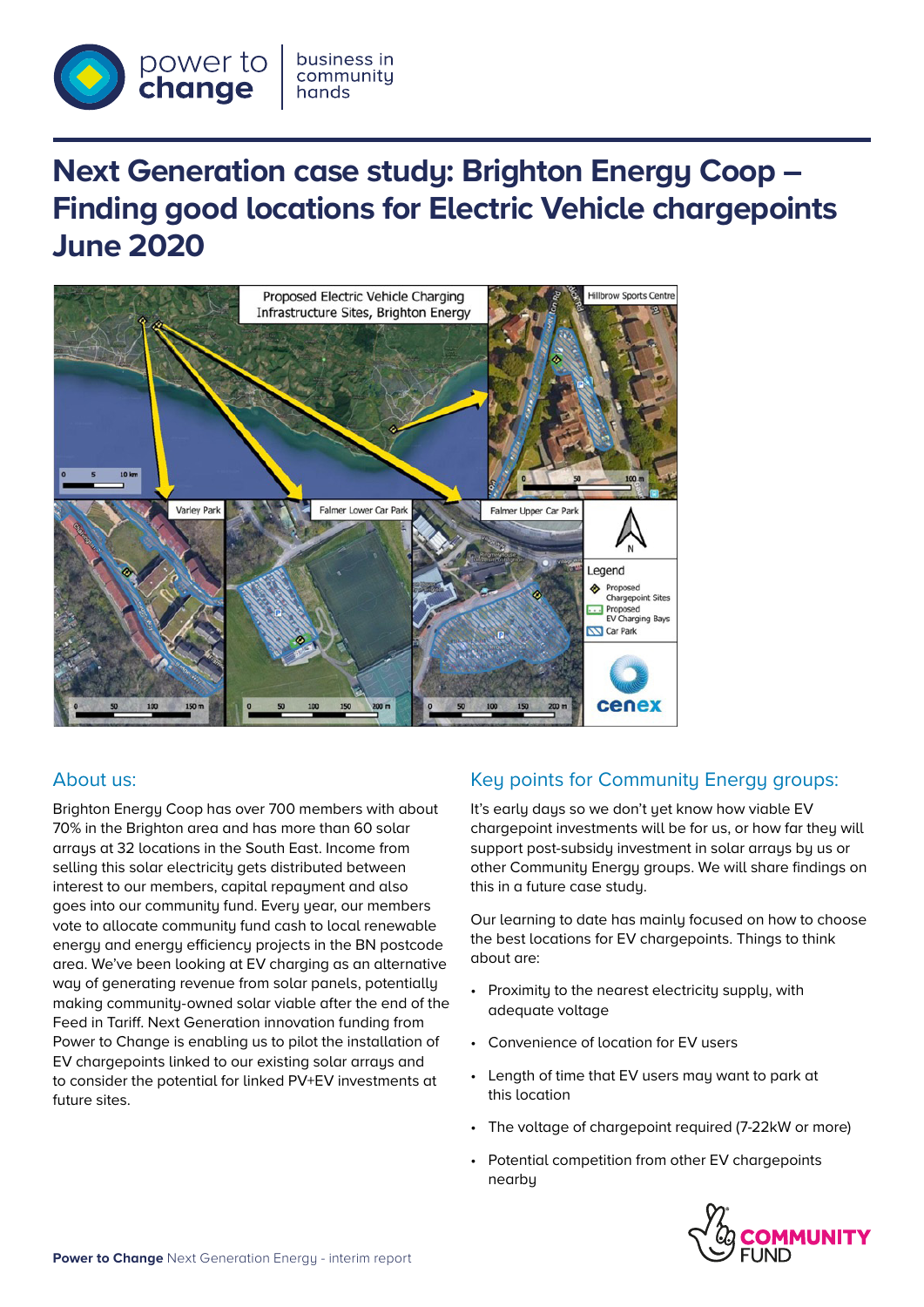# Next Generation case study: Brighton Energy Coop – Finding good locations for Electric Vehicle chargepoints June 2020

## About us:

Brighton Energy Coop has over 700 members with about 70% in the Brighton area and has more than 60 solar arrays at 32 locations in the South East. Income from selling this solar electricity gets distributed between interest to our members, capital repayment and also goes into our community fund. Every year, our members vote to allocate community fund cash to local renewable energy and energy efficiency projects in the BN postcode area. We've been looking at EV charging as an alternative way of generating revenue from solar panels, potentially making community-owned solar viable after the end of the Feed in Tariff. Next Generation innovation funding from Power to Change is enabling us to pilot the installation of EV chargepoints linked to our existing solar arrays and to consider the potential for linked PV+EV investments at future sites.

## Key points for Community Energy groups:

It's early days so we don't yet know how viable EV chargepoint investments will be for us, or how far they will support post-subsidy investment in solar arrays by us or other Community Energy groups. We will share findings on this in a future case study.

Our learning to date has mainly focused on how to choose the best locations for EV chargepoints. Things to think about are:

- Proximity to the nearest electricity supply, with adequate voltage
- Convenience of location for EV users
- Length of time that EV users may want to park at this location
- The voltage of chargepoint required (7-22kW or more)
- Potential competition from other EV chargepoints nearby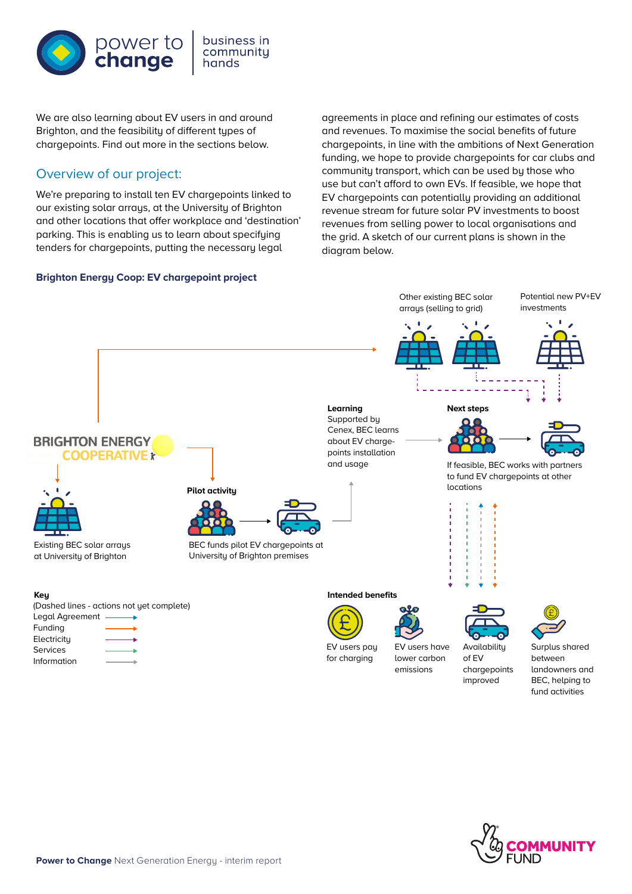We are also learning about EV users in and around Brighton, and the feasibility of different types of chargepoints. Find out more in the sections below.

## Overview of our project:

We're preparing to install ten EV chargepoints linked to our existing solar arrays, at the University of Brighton and other locations that offer workplace and 'destination' parking. This is enabling us to learn about specifying tenders for chargepoints, putting the necessary legal agreements in place and refining our estimates of costs and revenues. To maximise the social benefits of future chargepoints, in line with the ambitions of Next Generation funding, we hope to provide chargepoints for car clubs and community transport, which can be used by those who use but can't afford to own EVs. If feasible, we hope that EV chargepoints can potentially providing an additional revenue stream for future solar PV investments to boost revenues from selling power to local organisations and the grid. A sketch of our current plans is shown in the diagram below.

**Brighton Energy Coop: EV chargepoint project**

Other existing BEC solar arrays (selling to grid)

Potential new PV+EV investments

BRIGHTON ENERGY COOPERATIVE

Existing BEC solar arrays at University of Brighton

**Pilot activity**

BEC funds pilot EV chargepoints at University of Brighton premises

**Learning**
Supported by Cenex, BEC learns about EV charge-points installation and usage

**Next steps**

If feasible, BEC works with partners to fund EV chargepoints at other locations

**Key**
(Dashed lines - actions not yet complete)
- Legal Agreement
- Funding
- Electricity
- Services
- Information

**Intended benefits**

- EV users pay for charging
- EV users have lower carbon emissions
- Availability of EV chargepoints improved
- Surplus shared between landowners and BEC, helping to fund activities

**Power to Change** Next Generation Energy - interim report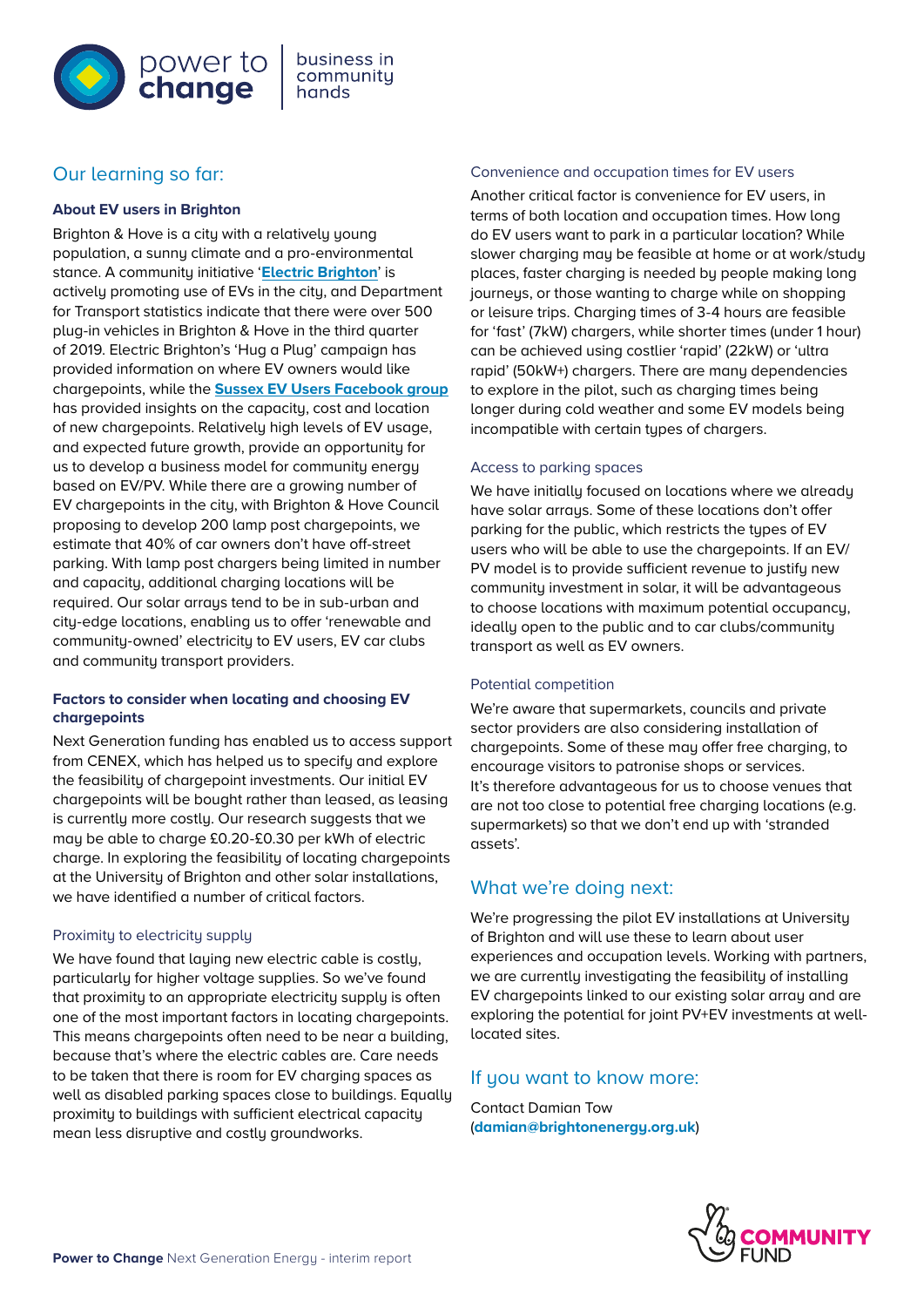## Our learning so far:

### About EV users in Brighton

Brighton & Hove is a city with a relatively young population, a sunny climate and a pro-environmental stance. A community initiative '**Electric Brighton**' is actively promoting use of EVs in the city, and Department for Transport statistics indicate that there were over 500 plug-in vehicles in Brighton & Hove in the third quarter of 2019. Electric Brighton's 'Hug a Plug' campaign has provided information on where EV owners would like chargepoints, while the **Sussex EV Users Facebook group** has provided insights on the capacity, cost and location of new chargepoints. Relatively high levels of EV usage, and expected future growth, provide an opportunity for us to develop a business model for community energy based on EV/PV. While there are a growing number of EV chargepoints in the city, with Brighton & Hove Council proposing to develop 200 lamp post chargepoints, we estimate that 40% of car owners don't have off-street parking. With lamp post chargers being limited in number and capacity, additional charging locations will be required. Our solar arrays tend to be in sub-urban and city-edge locations, enabling us to offer 'renewable and community-owned' electricity to EV users, EV car clubs and community transport providers.

### Factors to consider when locating and choosing EV chargepoints

Next Generation funding has enabled us to access support from CENEX, which has helped us to specify and explore the feasibility of chargepoint investments. Our initial EV chargepoints will be bought rather than leased, as leasing is currently more costly. Our research suggests that we may be able to charge £0.20-£0.30 per kWh of electric charge. In exploring the feasibility of locating chargepoints at the University of Brighton and other solar installations, we have identified a number of critical factors.

#### Proximity to electricity supply

We have found that laying new electric cable is costly, particularly for higher voltage supplies. So we've found that proximity to an appropriate electricity supply is often one of the most important factors in locating chargepoints. This means chargepoints often need to be near a building, because that's where the electric cables are. Care needs to be taken that there is room for EV charging spaces as well as disabled parking spaces close to buildings. Equally proximity to buildings with sufficient electrical capacity mean less disruptive and costly groundworks.

#### Convenience and occupation times for EV users

Another critical factor is convenience for EV users, in terms of both location and occupation times. How long do EV users want to park in a particular location? While slower charging may be feasible at home or at work/study places, faster charging is needed by people making long journeys, or those wanting to charge while on shopping or leisure trips. Charging times of 3-4 hours are feasible for 'fast' (7kW) chargers, while shorter times (under 1 hour) can be achieved using costlier 'rapid' (22kW) or 'ultra rapid' (50kW+) chargers. There are many dependencies to explore in the pilot, such as charging times being longer during cold weather and some EV models being incompatible with certain types of chargers.

#### Access to parking spaces

We have initially focused on locations where we already have solar arrays. Some of these locations don't offer parking for the public, which restricts the types of EV users who will be able to use the chargepoints. If an EV/PV model is to provide sufficient revenue to justify new community investment in solar, it will be advantageous to choose locations with maximum potential occupancy, ideally open to the public and to car clubs/community transport as well as EV owners.

#### Potential competition

We're aware that supermarkets, councils and private sector providers are also considering installation of chargepoints. Some of these may offer free charging, to encourage visitors to patronise shops or services. It's therefore advantageous for us to choose venues that are not too close to potential free charging locations (e.g. supermarkets) so that we don't end up with 'stranded assets'.

## What we're doing next:

We're progressing the pilot EV installations at University of Brighton and will use these to learn about user experiences and occupation levels. Working with partners, we are currently investigating the feasibility of installing EV chargepoints linked to our existing solar array and are exploring the potential for joint PV+EV investments at well-located sites.

## If you want to know more:

Contact Damian Tow
(**damian@brightonenergy.org.uk**)